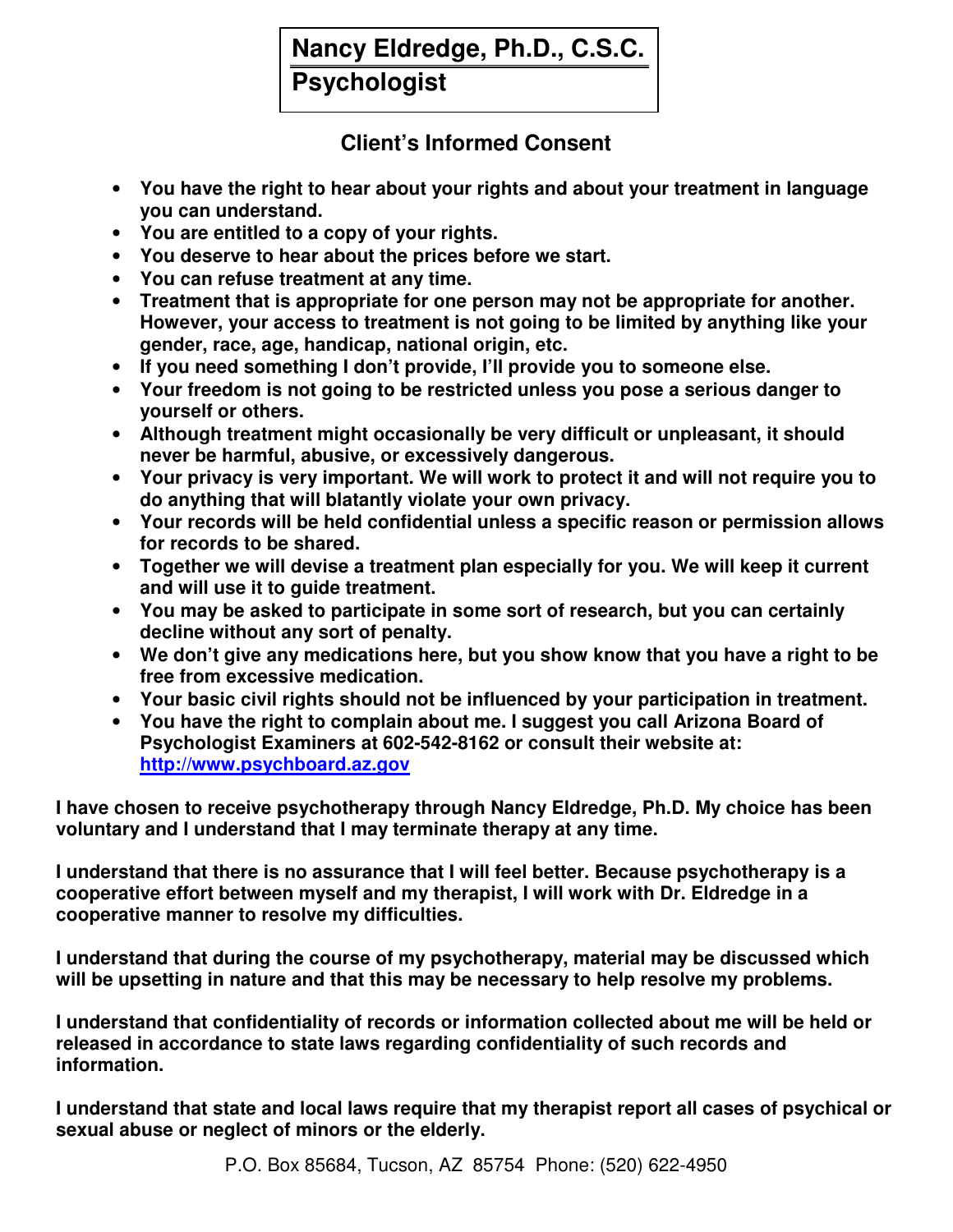# Nancy Eldredge, Ph.D., C.S.C.
## Psychologist

### Client's Informed Consent

- **You have the right to hear about your rights and about your treatment in language you can understand.**
- **You are entitled to a copy of your rights.**
- **You deserve to hear about the prices before we start.**
- **You can refuse treatment at any time.**
- **Treatment that is appropriate for one person may not be appropriate for another. However, your access to treatment is not going to be limited by anything like your gender, race, age, handicap, national origin, etc.**
- **If you need something I don't provide, I'll provide you to someone else.**
- **Your freedom is not going to be restricted unless you pose a serious danger to yourself or others.**
- **Although treatment might occasionally be very difficult or unpleasant, it should never be harmful, abusive, or excessively dangerous.**
- **Your privacy is very important. We will work to protect it and will not require you to do anything that will blatantly violate your own privacy.**
- **Your records will be held confidential unless a specific reason or permission allows for records to be shared.**
- **Together we will devise a treatment plan especially for you. We will keep it current and will use it to guide treatment.**
- **You may be asked to participate in some sort of research, but you can certainly decline without any sort of penalty.**
- **We don't give any medications here, but you show know that you have a right to be free from excessive medication.**
- **Your basic civil rights should not be influenced by your participation in treatment.**
- **You have the right to complain about me. I suggest you call Arizona Board of Psychologist Examiners at 602-542-8162 or consult their website at: [http://www.psychboard.az.gov](http://www.psychboard.az.gov)**

**I have chosen to receive psychotherapy through Nancy Eldredge, Ph.D. My choice has been voluntary and I understand that I may terminate therapy at any time.**

**I understand that there is no assurance that I will feel better. Because psychotherapy is a cooperative effort between myself and my therapist, I will work with Dr. Eldredge in a cooperative manner to resolve my difficulties.**

**I understand that during the course of my psychotherapy, material may be discussed which will be upsetting in nature and that this may be necessary to help resolve my problems.**

**I understand that confidentiality of records or information collected about me will be held or released in accordance to state laws regarding confidentiality of such records and information.**

**I understand that state and local laws require that my therapist report all cases of psychical or sexual abuse or neglect of minors or the elderly.**

P.O. Box 85684, Tucson, AZ 85754 Phone: (520) 622-4950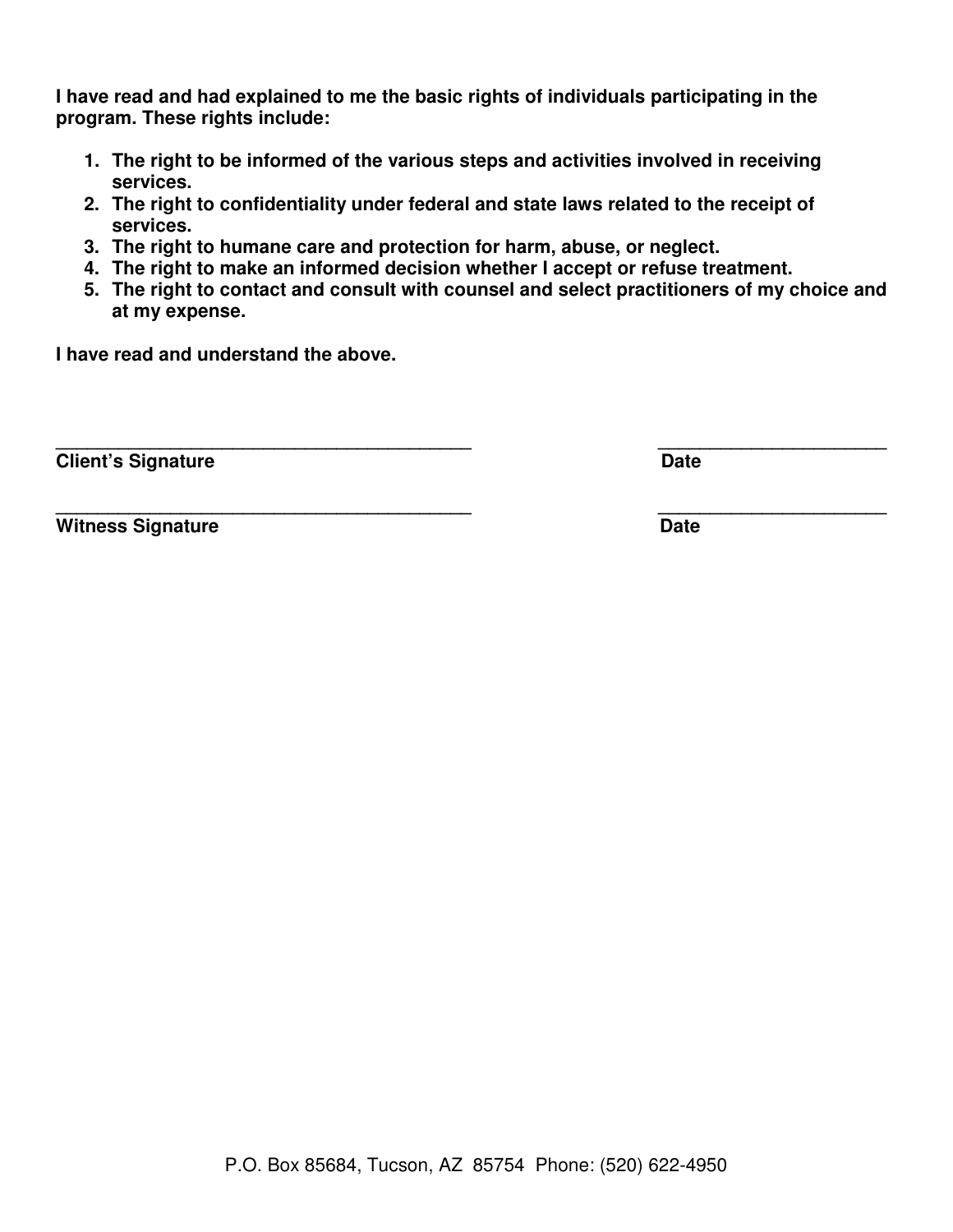**I have read and had explained to me the basic rights of individuals participating in the program. These rights include:**

1. **The right to be informed of the various steps and activities involved in receiving services.**
2. **The right to confidentiality under federal and state laws related to the receipt of services.**
3. **The right to humane care and protection for harm, abuse, or neglect.**
4. **The right to make an informed decision whether I accept or refuse treatment.**
5. **The right to contact and consult with counsel and select practitioners of my choice and at my expense.**

**I have read and understand the above.**

\_\_\_\_\_\_\_\_\_\_\_\_\_\_\_\_\_\_\_\_\_\_\_\_\_\_\_\_\_\_\_\_\_\_\_\_\_\_\_\_ \_\_\_\_\_\_\_\_\_\_\_\_\_\_\_\_\_\_\_\_\_\_\_
**Client's Signature** **Date**

\_\_\_\_\_\_\_\_\_\_\_\_\_\_\_\_\_\_\_\_\_\_\_\_\_\_\_\_\_\_\_\_\_\_\_\_\_\_\_\_ \_\_\_\_\_\_\_\_\_\_\_\_\_\_\_\_\_\_\_\_\_\_\_
**Witness Signature** **Date**

P.O. Box 85684, Tucson, AZ 85754 Phone: (520) 622-4950